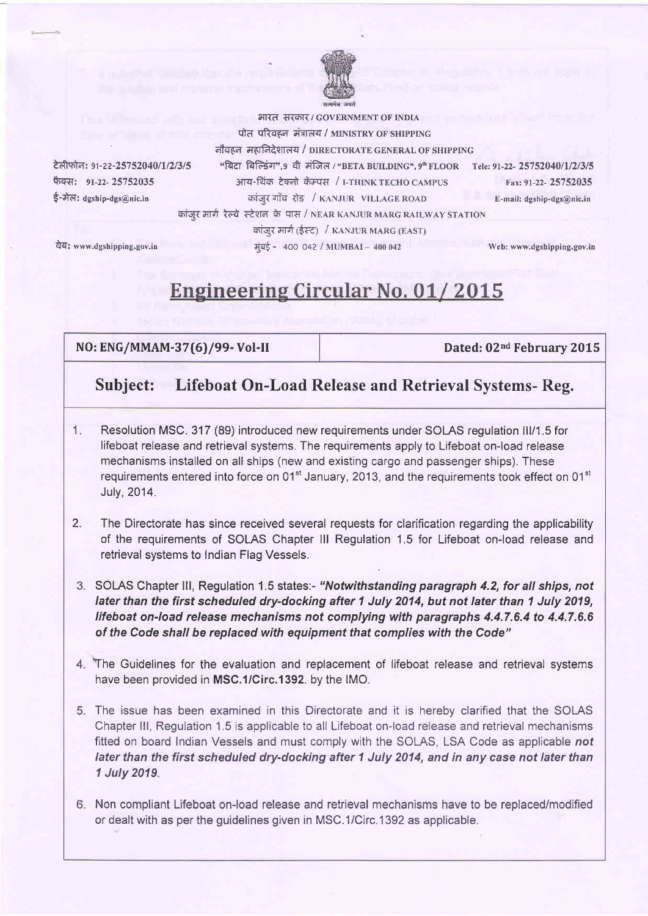सत्यमेव जयते

भारत सरकार / GOVERNMENT OF INDIA

पोत परिवहन मंत्रालय / MINISTRY OF SHIPPING

नौवहन महानिदेशालय / DIRECTORATE GENERAL OF SHIPPING

"बिटा बिल्डिंग",9 वी मंजिल / "BETA BUILDING", 9th FLOOR

आय-थिंक टेक्नो कॅम्पस / I-THINK TECHO CAMPUS

कांजुर गाँव रोड / KANJUR VILLAGE ROAD

कांजुर मार्ग रेल्वे स्टेशन के पास / NEAR KANJUR MARG RAILWAY STATION

कांजुर मार्ग (ईस्ट) / KANJUR MARG (EAST)

मुंबई - 400 042 / MUMBAI – 400 042

टेलीफोन: 91-22-25752040/1/2/3/5 | Tele: 91-22- 25752040/1/2/3/5

फैक्स: 91-22- 25752035 | Fax: 91-22- 25752035

ई-मेल: dgship-dgs@nic.in | E-mail: dgship-dgs@nic.in

वेब: www.dgshipping.gov.in | Web: www.dgshipping.gov.in

# Engineering Circular No. 01/ 2015

| NO: ENG/MMAM-37(6)/99- Vol-II | Dated: 02nd February 2015 |
|---|---|

## Subject: Lifeboat On-Load Release and Retrieval Systems- Reg.

1. Resolution MSC. 317 (89) introduced new requirements under SOLAS regulation III/1.5 for lifeboat release and retrieval systems. The requirements apply to Lifeboat on-load release mechanisms installed on all ships (new and existing cargo and passenger ships). These requirements entered into force on 01st January, 2013, and the requirements took effect on 01st July, 2014.

2. The Directorate has since received several requests for clarification regarding the applicability of the requirements of SOLAS Chapter III Regulation 1.5 for Lifeboat on-load release and retrieval systems to Indian Flag Vessels.

3. SOLAS Chapter III, Regulation 1.5 states:- ***"Notwithstanding paragraph 4.2, for all ships, not later than the first scheduled dry-docking after 1 July 2014, but not later than 1 July 2019, lifeboat on-load release mechanisms not complying with paragraphs 4.4.7.6.4 to 4.4.7.6.6 of the Code shall be replaced with equipment that complies with the Code"***

4. The Guidelines for the evaluation and replacement of lifeboat release and retrieval systems have been provided in **MSC.1/Circ.1392**. by the IMO.

5. The issue has been examined in this Directorate and it is hereby clarified that the SOLAS Chapter III, Regulation 1.5 is applicable to all Lifeboat on-load release and retrieval mechanisms fitted on board Indian Vessels and must comply with the SOLAS, LSA Code as applicable ***not later than the first scheduled dry-docking after 1 July 2014, and in any case not later than 1 July 2019.***

6. Non compliant Lifeboat on-load release and retrieval mechanisms have to be replaced/modified or dealt with as per the guidelines given in MSC.1/Circ.1392 as applicable.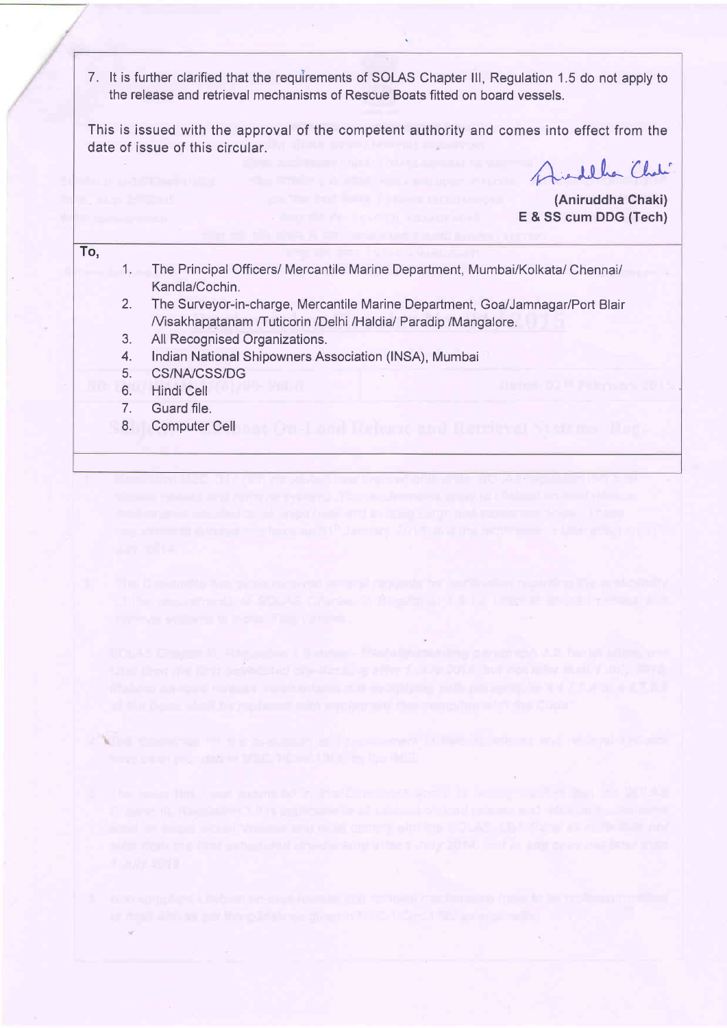7. It is further clarified that the requirements of SOLAS Chapter III, Regulation 1.5 do not apply to the release and retrieval mechanisms of Rescue Boats fitted on board vessels.

This is issued with the approval of the competent authority and comes into effect from the date of issue of this circular.

(Aniruddha Chaki)
E & SS cum DDG (Tech)

To,

1. The Principal Officers/ Mercantile Marine Department, Mumbai/Kolkata/ Chennai/ Kandla/Cochin.
2. The Surveyor-in-charge, Mercantile Marine Department, Goa/Jamnagar/Port Blair /Visakhapatanam /Tuticorin /Delhi /Haldia/ Paradip /Mangalore.
3. All Recognised Organizations.
4. Indian National Shipowners Association (INSA), Mumbai
5. CS/NA/CSS/DG
6. Hindi Cell
7. Guard file.
8. Computer Cell